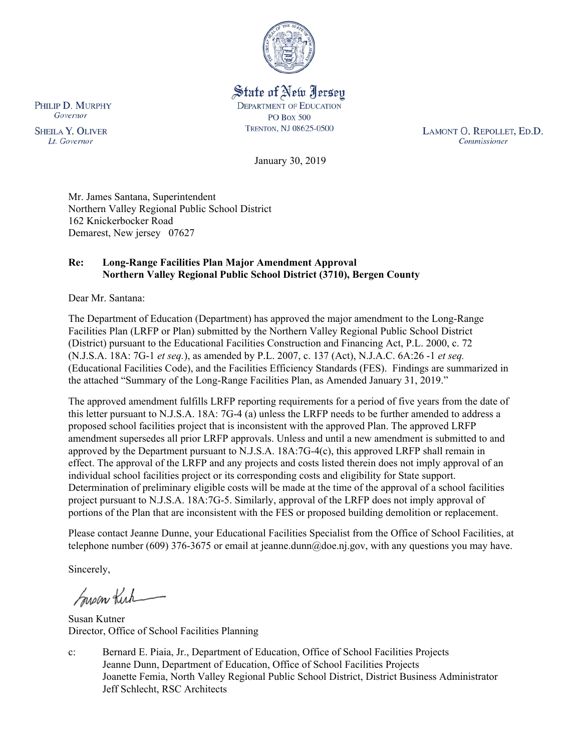State of New Jersey
DEPARTMENT OF EDUCATION
PO BOX 500
TRENTON, NJ 08625-0500

PHILIP D. MURPHY
*Governor*

SHEILA Y. OLIVER
*Lt. Governor*

LAMONT O. REPOLLET, ED.D.
*Commissioner*

January 30, 2019

Mr. James Santana, Superintendent
Northern Valley Regional Public School District
162 Knickerbocker Road
Demarest, New jersey 07627

**Re: Long-Range Facilities Plan Major Amendment Approval**
**Northern Valley Regional Public School District (3710), Bergen County**

Dear Mr. Santana:

The Department of Education (Department) has approved the major amendment to the Long-Range Facilities Plan (LRFP or Plan) submitted by the Northern Valley Regional Public School District (District) pursuant to the Educational Facilities Construction and Financing Act, P.L. 2000, c. 72 (N.J.S.A. 18A: 7G-1 *et seq.*), as amended by P.L. 2007, c. 137 (Act), N.J.A.C. 6A:26 -1 *et seq.* (Educational Facilities Code), and the Facilities Efficiency Standards (FES). Findings are summarized in the attached "Summary of the Long-Range Facilities Plan, as Amended January 31, 2019."

The approved amendment fulfills LRFP reporting requirements for a period of five years from the date of this letter pursuant to N.J.S.A. 18A: 7G-4 (a) unless the LRFP needs to be further amended to address a proposed school facilities project that is inconsistent with the approved Plan. The approved LRFP amendment supersedes all prior LRFP approvals. Unless and until a new amendment is submitted to and approved by the Department pursuant to N.J.S.A. 18A:7G-4(c), this approved LRFP shall remain in effect. The approval of the LRFP and any projects and costs listed therein does not imply approval of an individual school facilities project or its corresponding costs and eligibility for State support. Determination of preliminary eligible costs will be made at the time of the approval of a school facilities project pursuant to N.J.S.A. 18A:7G-5. Similarly, approval of the LRFP does not imply approval of portions of the Plan that are inconsistent with the FES or proposed building demolition or replacement.

Please contact Jeanne Dunne, your Educational Facilities Specialist from the Office of School Facilities, at telephone number (609) 376-3675 or email at jeanne.dunn@doe.nj.gov, with any questions you may have.

Sincerely,

Susan Kutner
Director, Office of School Facilities Planning

c: Bernard E. Piaia, Jr., Department of Education, Office of School Facilities Projects
Jeanne Dunn, Department of Education, Office of School Facilities Projects
Joanette Femia, North Valley Regional Public School District, District Business Administrator
Jeff Schlecht, RSC Architects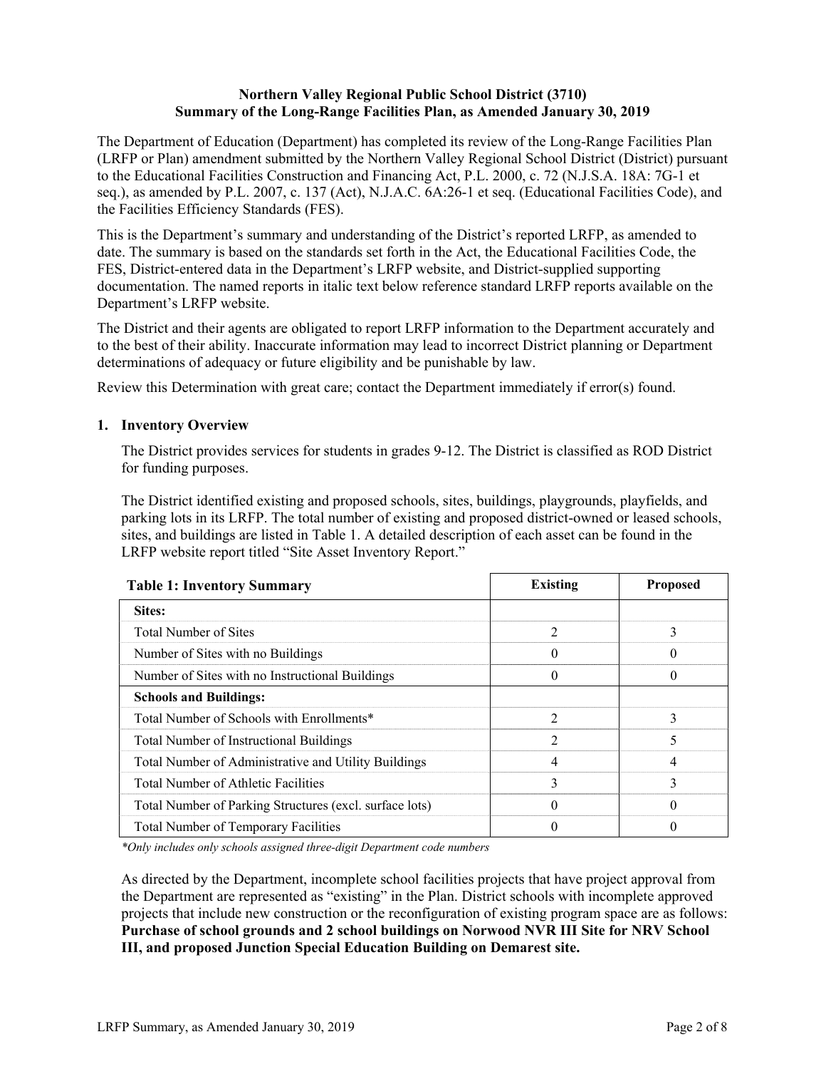**Northern Valley Regional Public School District (3710)**
**Summary of the Long-Range Facilities Plan, as Amended January 30, 2019**

The Department of Education (Department) has completed its review of the Long-Range Facilities Plan (LRFP or Plan) amendment submitted by the Northern Valley Regional School District (District) pursuant to the Educational Facilities Construction and Financing Act, P.L. 2000, c. 72 (N.J.S.A. 18A: 7G-1 et seq.), as amended by P.L. 2007, c. 137 (Act), N.J.A.C. 6A:26-1 et seq. (Educational Facilities Code), and the Facilities Efficiency Standards (FES).

This is the Department's summary and understanding of the District's reported LRFP, as amended to date. The summary is based on the standards set forth in the Act, the Educational Facilities Code, the FES, District-entered data in the Department's LRFP website, and District-supplied supporting documentation. The named reports in italic text below reference standard LRFP reports available on the Department's LRFP website.

The District and their agents are obligated to report LRFP information to the Department accurately and to the best of their ability. Inaccurate information may lead to incorrect District planning or Department determinations of adequacy or future eligibility and be punishable by law.

Review this Determination with great care; contact the Department immediately if error(s) found.

## 1. Inventory Overview

The District provides services for students in grades 9-12. The District is classified as ROD District for funding purposes.

The District identified existing and proposed schools, sites, buildings, playgrounds, playfields, and parking lots in its LRFP. The total number of existing and proposed district-owned or leased schools, sites, and buildings are listed in Table 1. A detailed description of each asset can be found in the LRFP website report titled "Site Asset Inventory Report."

| Table 1: Inventory Summary | Existing | Proposed |
|---|---|---|
| **Sites:** | | |
| Total Number of Sites | 2 | 3 |
| Number of Sites with no Buildings | 0 | 0 |
| Number of Sites with no Instructional Buildings | 0 | 0 |
| **Schools and Buildings:** | | |
| Total Number of Schools with Enrollments* | 2 | 3 |
| Total Number of Instructional Buildings | 2 | 5 |
| Total Number of Administrative and Utility Buildings | 4 | 4 |
| Total Number of Athletic Facilities | 3 | 3 |
| Total Number of Parking Structures (excl. surface lots) | 0 | 0 |
| Total Number of Temporary Facilities | 0 | 0 |

*\*Only includes only schools assigned three-digit Department code numbers*

As directed by the Department, incomplete school facilities projects that have project approval from the Department are represented as "existing" in the Plan. District schools with incomplete approved projects that include new construction or the reconfiguration of existing program space are as follows: **Purchase of school grounds and 2 school buildings on Norwood NVR III Site for NRV School III, and proposed Junction Special Education Building on Demarest site.**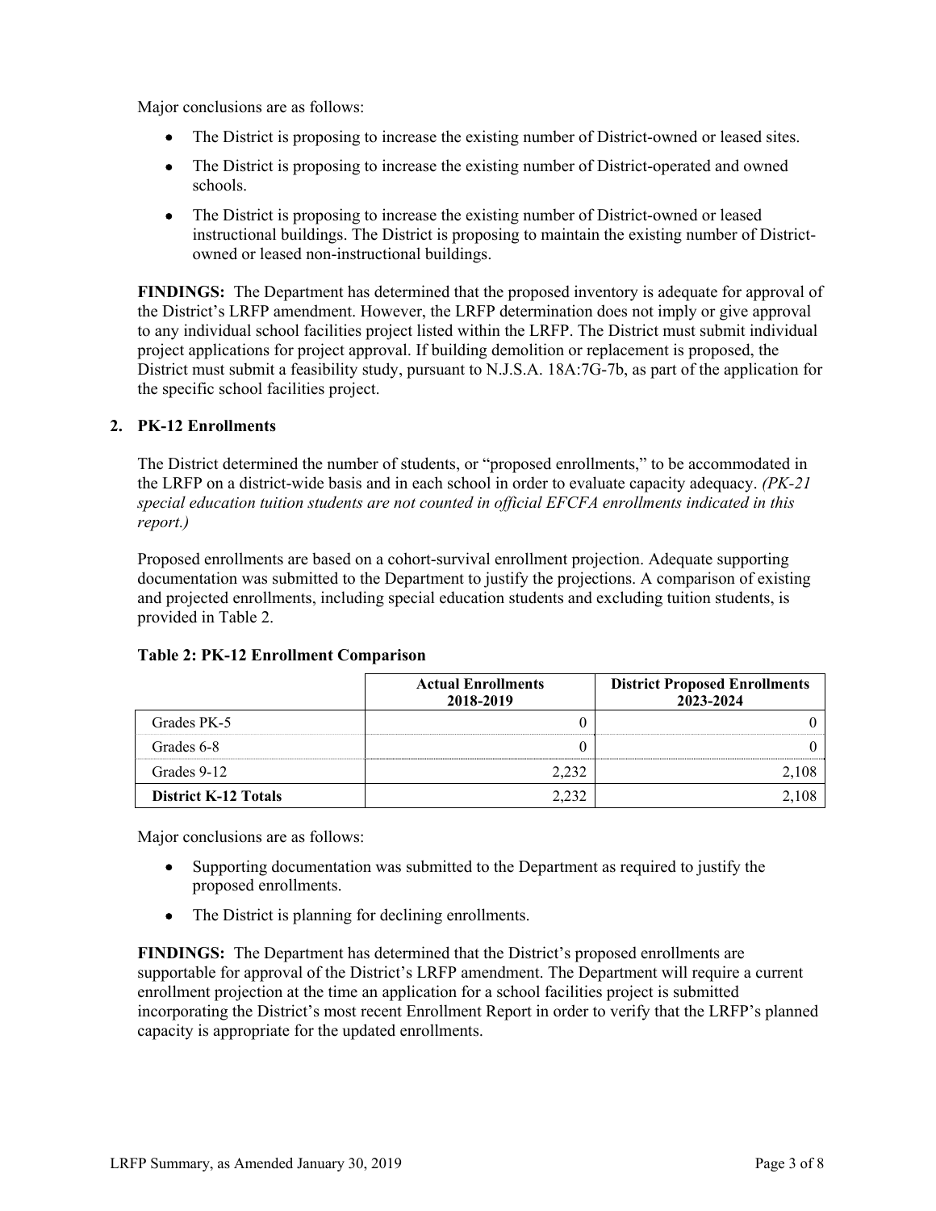Major conclusions are as follows:

- The District is proposing to increase the existing number of District-owned or leased sites.
- The District is proposing to increase the existing number of District-operated and owned schools.
- The District is proposing to increase the existing number of District-owned or leased instructional buildings. The District is proposing to maintain the existing number of District-owned or leased non-instructional buildings.

**FINDINGS:** The Department has determined that the proposed inventory is adequate for approval of the District's LRFP amendment. However, the LRFP determination does not imply or give approval to any individual school facilities project listed within the LRFP. The District must submit individual project applications for project approval. If building demolition or replacement is proposed, the District must submit a feasibility study, pursuant to N.J.S.A. 18A:7G-7b, as part of the application for the specific school facilities project.

## 2. PK-12 Enrollments

The District determined the number of students, or "proposed enrollments," to be accommodated in the LRFP on a district-wide basis and in each school in order to evaluate capacity adequacy. *(PK-21 special education tuition students are not counted in official EFCFA enrollments indicated in this report.)*

Proposed enrollments are based on a cohort-survival enrollment projection. Adequate supporting documentation was submitted to the Department to justify the projections. A comparison of existing and projected enrollments, including special education students and excluding tuition students, is provided in Table 2.

**Table 2: PK-12 Enrollment Comparison**

| | Actual Enrollments 2018-2019 | District Proposed Enrollments 2023-2024 |
|---|---|---|
| Grades PK-5 | 0 | 0 |
| Grades 6-8 | 0 | 0 |
| Grades 9-12 | 2,232 | 2,108 |
| **District K-12 Totals** | 2,232 | 2,108 |

Major conclusions are as follows:

- Supporting documentation was submitted to the Department as required to justify the proposed enrollments.
- The District is planning for declining enrollments.

**FINDINGS:** The Department has determined that the District's proposed enrollments are supportable for approval of the District's LRFP amendment. The Department will require a current enrollment projection at the time an application for a school facilities project is submitted incorporating the District's most recent Enrollment Report in order to verify that the LRFP's planned capacity is appropriate for the updated enrollments.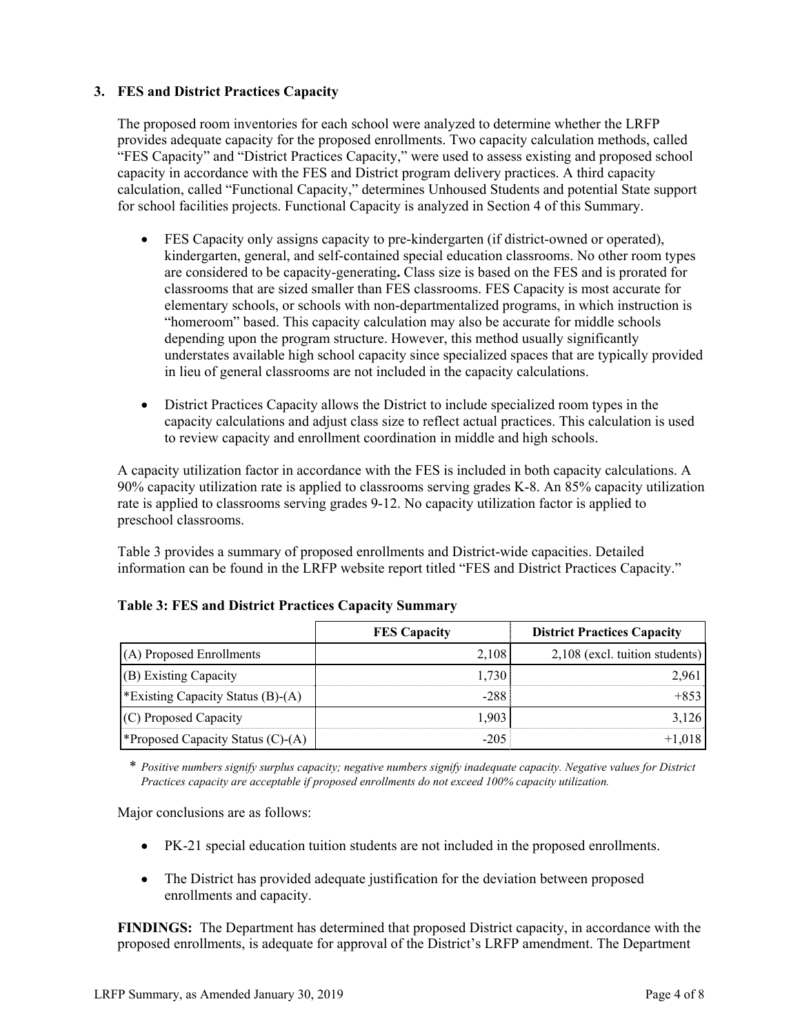### 3. FES and District Practices Capacity

The proposed room inventories for each school were analyzed to determine whether the LRFP provides adequate capacity for the proposed enrollments. Two capacity calculation methods, called "FES Capacity" and "District Practices Capacity," were used to assess existing and proposed school capacity in accordance with the FES and District program delivery practices. A third capacity calculation, called "Functional Capacity," determines Unhoused Students and potential State support for school facilities projects. Functional Capacity is analyzed in Section 4 of this Summary.

- FES Capacity only assigns capacity to pre-kindergarten (if district-owned or operated), kindergarten, general, and self-contained special education classrooms. No other room types are considered to be capacity-generating**.** Class size is based on the FES and is prorated for classrooms that are sized smaller than FES classrooms. FES Capacity is most accurate for elementary schools, or schools with non-departmentalized programs, in which instruction is "homeroom" based. This capacity calculation may also be accurate for middle schools depending upon the program structure. However, this method usually significantly understates available high school capacity since specialized spaces that are typically provided in lieu of general classrooms are not included in the capacity calculations.

- District Practices Capacity allows the District to include specialized room types in the capacity calculations and adjust class size to reflect actual practices. This calculation is used to review capacity and enrollment coordination in middle and high schools.

A capacity utilization factor in accordance with the FES is included in both capacity calculations. A 90% capacity utilization rate is applied to classrooms serving grades K-8. An 85% capacity utilization rate is applied to classrooms serving grades 9-12. No capacity utilization factor is applied to preschool classrooms.

Table 3 provides a summary of proposed enrollments and District-wide capacities. Detailed information can be found in the LRFP website report titled "FES and District Practices Capacity."

**Table 3: FES and District Practices Capacity Summary**

| | FES Capacity | District Practices Capacity |
|---|---|---|
| (A) Proposed Enrollments | 2,108 | 2,108 (excl. tuition students) |
| (B) Existing Capacity | 1,730 | 2,961 |
| *Existing Capacity Status (B)-(A) | -288 | +853 |
| (C) Proposed Capacity | 1,903 | 3,126 |
| *Proposed Capacity Status (C)-(A) | -205 | +1,018 |

\* *Positive numbers signify surplus capacity; negative numbers signify inadequate capacity. Negative values for District Practices capacity are acceptable if proposed enrollments do not exceed 100% capacity utilization.*

Major conclusions are as follows:

- PK-21 special education tuition students are not included in the proposed enrollments.

- The District has provided adequate justification for the deviation between proposed enrollments and capacity.

**FINDINGS:** The Department has determined that proposed District capacity, in accordance with the proposed enrollments, is adequate for approval of the District's LRFP amendment. The Department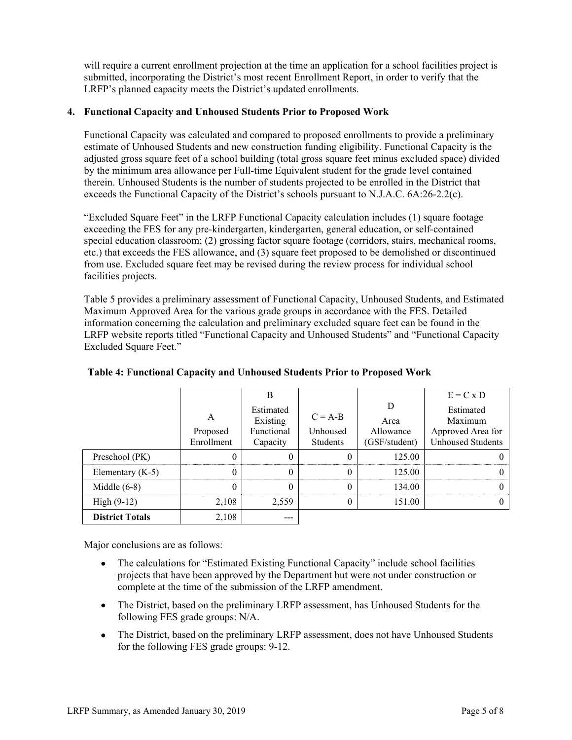will require a current enrollment projection at the time an application for a school facilities project is submitted, incorporating the District's most recent Enrollment Report, in order to verify that the LRFP's planned capacity meets the District's updated enrollments.

**4. Functional Capacity and Unhoused Students Prior to Proposed Work**

Functional Capacity was calculated and compared to proposed enrollments to provide a preliminary estimate of Unhoused Students and new construction funding eligibility. Functional Capacity is the adjusted gross square feet of a school building (total gross square feet minus excluded space) divided by the minimum area allowance per Full-time Equivalent student for the grade level contained therein. Unhoused Students is the number of students projected to be enrolled in the District that exceeds the Functional Capacity of the District's schools pursuant to N.J.A.C. 6A:26-2.2(c).

"Excluded Square Feet" in the LRFP Functional Capacity calculation includes (1) square footage exceeding the FES for any pre-kindergarten, kindergarten, general education, or self-contained special education classroom; (2) grossing factor square footage (corridors, stairs, mechanical rooms, etc.) that exceeds the FES allowance, and (3) square feet proposed to be demolished or discontinued from use. Excluded square feet may be revised during the review process for individual school facilities projects.

Table 5 provides a preliminary assessment of Functional Capacity, Unhoused Students, and Estimated Maximum Approved Area for the various grade groups in accordance with the FES. Detailed information concerning the calculation and preliminary excluded square feet can be found in the LRFP website reports titled "Functional Capacity and Unhoused Students" and "Functional Capacity Excluded Square Feet."

**Table 4: Functional Capacity and Unhoused Students Prior to Proposed Work**

| | A<br>Proposed Enrollment | B<br>Estimated Existing Functional Capacity | C = A-B<br>Unhoused Students | D<br>Area Allowance (GSF/student) | E = C x D<br>Estimated Maximum Approved Area for Unhoused Students |
|---|---|---|---|---|---|
| Preschool (PK) | 0 | 0 | 0 | 125.00 | 0 |
| Elementary (K-5) | 0 | 0 | 0 | 125.00 | 0 |
| Middle (6-8) | 0 | 0 | 0 | 134.00 | 0 |
| High (9-12) | 2,108 | 2,559 | 0 | 151.00 | 0 |
| **District Totals** | 2,108 | --- | | | |

Major conclusions are as follows:

- The calculations for "Estimated Existing Functional Capacity" include school facilities projects that have been approved by the Department but were not under construction or complete at the time of the submission of the LRFP amendment.
- The District, based on the preliminary LRFP assessment, has Unhoused Students for the following FES grade groups: N/A.
- The District, based on the preliminary LRFP assessment, does not have Unhoused Students for the following FES grade groups: 9-12.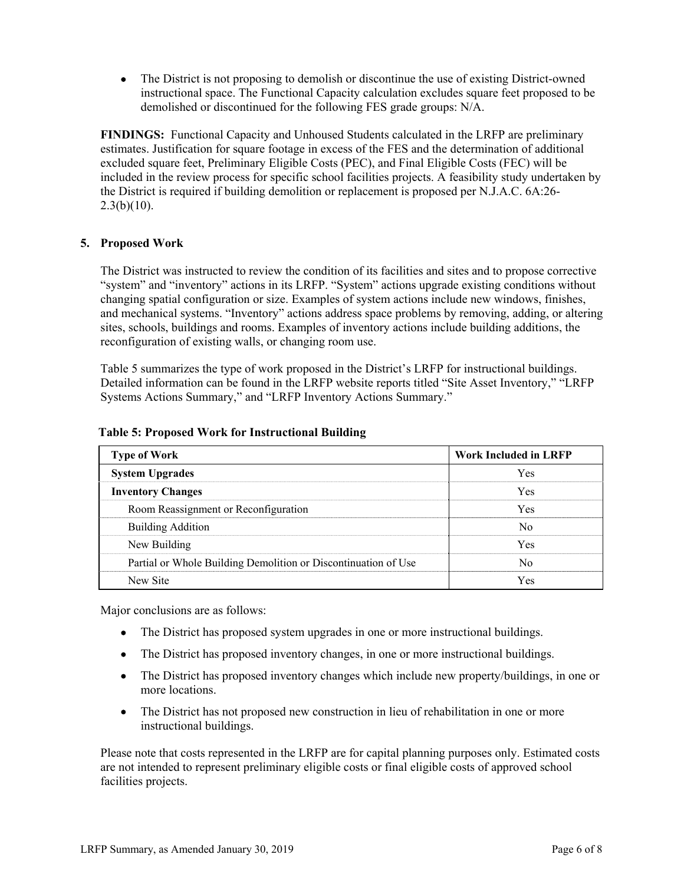- The District is not proposing to demolish or discontinue the use of existing District-owned instructional space. The Functional Capacity calculation excludes square feet proposed to be demolished or discontinued for the following FES grade groups: N/A.

**FINDINGS:** Functional Capacity and Unhoused Students calculated in the LRFP are preliminary estimates. Justification for square footage in excess of the FES and the determination of additional excluded square feet, Preliminary Eligible Costs (PEC), and Final Eligible Costs (FEC) will be included in the review process for specific school facilities projects. A feasibility study undertaken by the District is required if building demolition or replacement is proposed per N.J.A.C. 6A:26-2.3(b)(10).

## 5. Proposed Work

The District was instructed to review the condition of its facilities and sites and to propose corrective "system" and "inventory" actions in its LRFP. "System" actions upgrade existing conditions without changing spatial configuration or size. Examples of system actions include new windows, finishes, and mechanical systems. "Inventory" actions address space problems by removing, adding, or altering sites, schools, buildings and rooms. Examples of inventory actions include building additions, the reconfiguration of existing walls, or changing room use.

Table 5 summarizes the type of work proposed in the District's LRFP for instructional buildings. Detailed information can be found in the LRFP website reports titled "Site Asset Inventory," "LRFP Systems Actions Summary," and "LRFP Inventory Actions Summary."

**Table 5: Proposed Work for Instructional Building**

| Type of Work | Work Included in LRFP |
|---|---|
| **System Upgrades** | Yes |
| **Inventory Changes** | Yes |
| Room Reassignment or Reconfiguration | Yes |
| Building Addition | No |
| New Building | Yes |
| Partial or Whole Building Demolition or Discontinuation of Use | No |
| New Site | Yes |

Major conclusions are as follows:

- The District has proposed system upgrades in one or more instructional buildings.
- The District has proposed inventory changes, in one or more instructional buildings.
- The District has proposed inventory changes which include new property/buildings, in one or more locations.
- The District has not proposed new construction in lieu of rehabilitation in one or more instructional buildings.

Please note that costs represented in the LRFP are for capital planning purposes only. Estimated costs are not intended to represent preliminary eligible costs or final eligible costs of approved school facilities projects.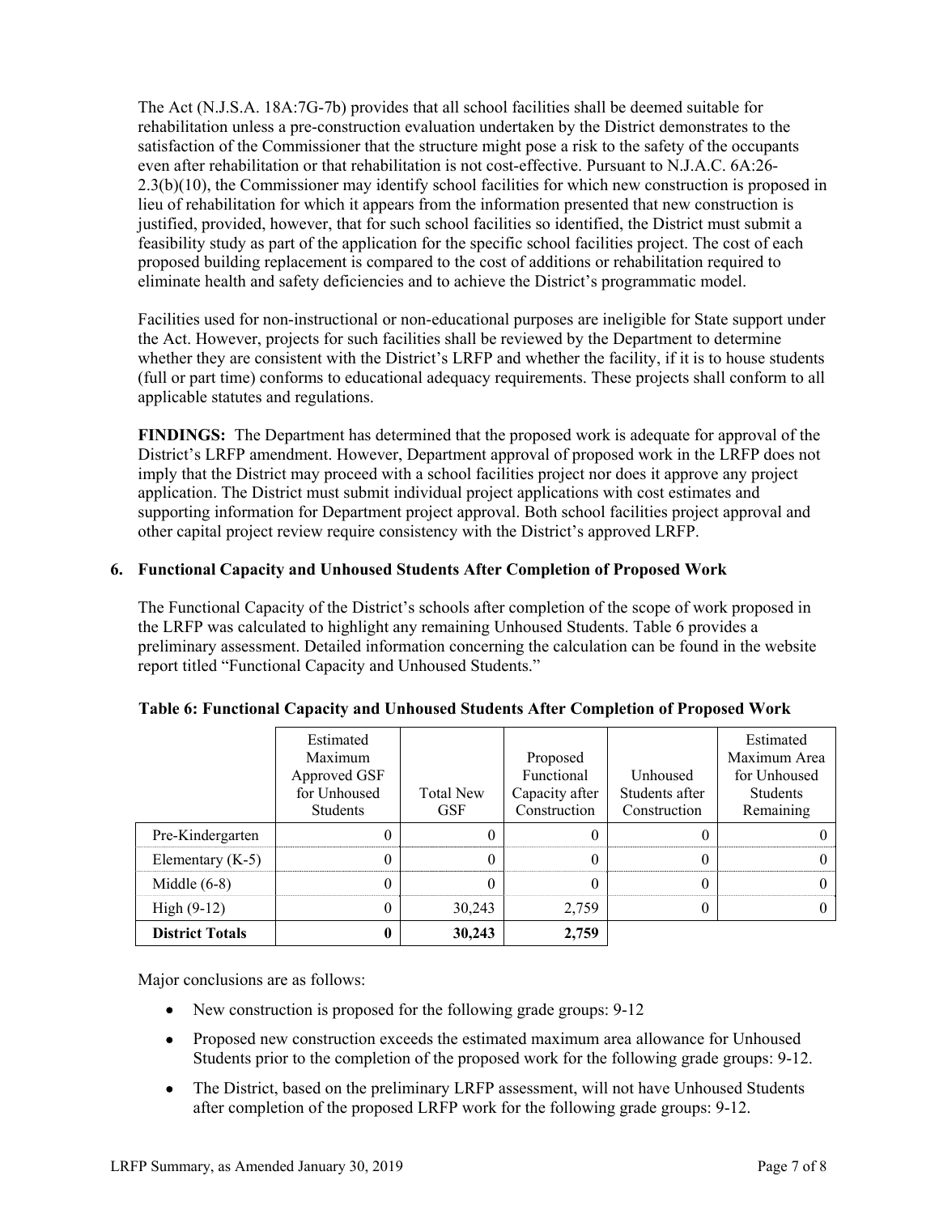The Act (N.J.S.A. 18A:7G-7b) provides that all school facilities shall be deemed suitable for rehabilitation unless a pre-construction evaluation undertaken by the District demonstrates to the satisfaction of the Commissioner that the structure might pose a risk to the safety of the occupants even after rehabilitation or that rehabilitation is not cost-effective. Pursuant to N.J.A.C. 6A:26-2.3(b)(10), the Commissioner may identify school facilities for which new construction is proposed in lieu of rehabilitation for which it appears from the information presented that new construction is justified, provided, however, that for such school facilities so identified, the District must submit a feasibility study as part of the application for the specific school facilities project. The cost of each proposed building replacement is compared to the cost of additions or rehabilitation required to eliminate health and safety deficiencies and to achieve the District's programmatic model.

Facilities used for non-instructional or non-educational purposes are ineligible for State support under the Act. However, projects for such facilities shall be reviewed by the Department to determine whether they are consistent with the District's LRFP and whether the facility, if it is to house students (full or part time) conforms to educational adequacy requirements. These projects shall conform to all applicable statutes and regulations.

**FINDINGS:** The Department has determined that the proposed work is adequate for approval of the District's LRFP amendment. However, Department approval of proposed work in the LRFP does not imply that the District may proceed with a school facilities project nor does it approve any project application. The District must submit individual project applications with cost estimates and supporting information for Department project approval. Both school facilities project approval and other capital project review require consistency with the District's approved LRFP.

### 6. Functional Capacity and Unhoused Students After Completion of Proposed Work

The Functional Capacity of the District's schools after completion of the scope of work proposed in the LRFP was calculated to highlight any remaining Unhoused Students. Table 6 provides a preliminary assessment. Detailed information concerning the calculation can be found in the website report titled "Functional Capacity and Unhoused Students."

**Table 6: Functional Capacity and Unhoused Students After Completion of Proposed Work**

| | Estimated Maximum Approved GSF for Unhoused Students | Total New GSF | Proposed Functional Capacity after Construction | Unhoused Students after Construction | Estimated Maximum Area for Unhoused Students Remaining |
|---|---|---|---|---|---|
| Pre-Kindergarten | 0 | 0 | 0 | 0 | 0 |
| Elementary (K-5) | 0 | 0 | 0 | 0 | 0 |
| Middle (6-8) | 0 | 0 | 0 | 0 | 0 |
| High (9-12) | 0 | 30,243 | 2,759 | 0 | 0 |
| **District Totals** | **0** | **30,243** | **2,759** | | |

Major conclusions are as follows:

- New construction is proposed for the following grade groups: 9-12
- Proposed new construction exceeds the estimated maximum area allowance for Unhoused Students prior to the completion of the proposed work for the following grade groups: 9-12.
- The District, based on the preliminary LRFP assessment, will not have Unhoused Students after completion of the proposed LRFP work for the following grade groups: 9-12.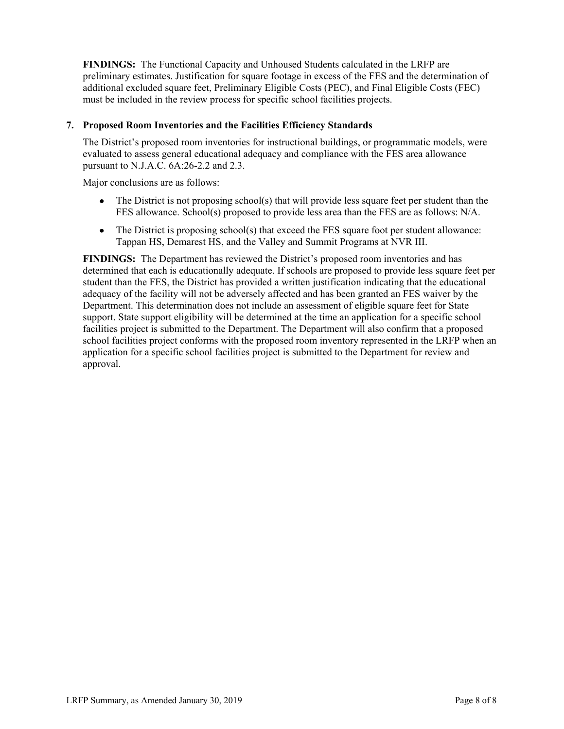**FINDINGS:** The Functional Capacity and Unhoused Students calculated in the LRFP are preliminary estimates. Justification for square footage in excess of the FES and the determination of additional excluded square feet, Preliminary Eligible Costs (PEC), and Final Eligible Costs (FEC) must be included in the review process for specific school facilities projects.

## 7. Proposed Room Inventories and the Facilities Efficiency Standards

The District's proposed room inventories for instructional buildings, or programmatic models, were evaluated to assess general educational adequacy and compliance with the FES area allowance pursuant to N.J.A.C. 6A:26-2.2 and 2.3.

Major conclusions are as follows:

- The District is not proposing school(s) that will provide less square feet per student than the FES allowance. School(s) proposed to provide less area than the FES are as follows: N/A.
- The District is proposing school(s) that exceed the FES square foot per student allowance: Tappan HS, Demarest HS, and the Valley and Summit Programs at NVR III.

**FINDINGS:** The Department has reviewed the District's proposed room inventories and has determined that each is educationally adequate. If schools are proposed to provide less square feet per student than the FES, the District has provided a written justification indicating that the educational adequacy of the facility will not be adversely affected and has been granted an FES waiver by the Department. This determination does not include an assessment of eligible square feet for State support. State support eligibility will be determined at the time an application for a specific school facilities project is submitted to the Department. The Department will also confirm that a proposed school facilities project conforms with the proposed room inventory represented in the LRFP when an application for a specific school facilities project is submitted to the Department for review and approval.